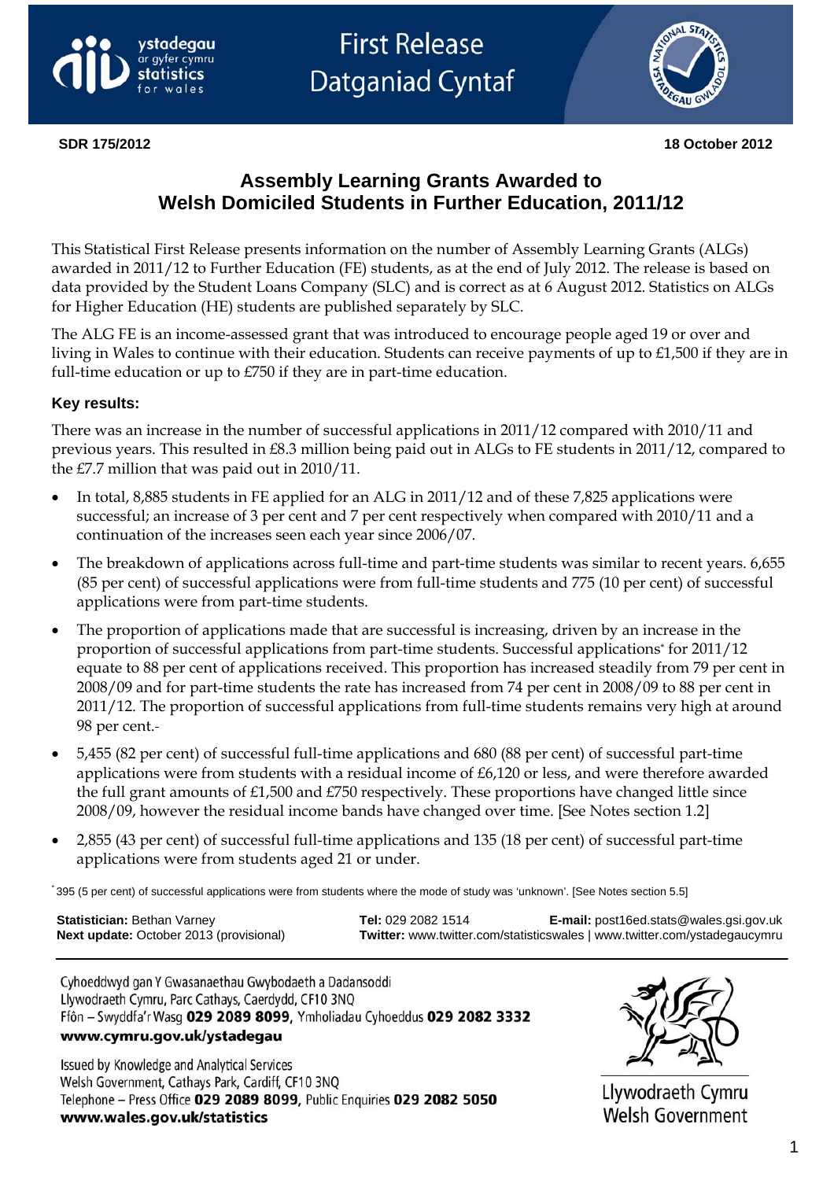ystadegau ar gyfer cymru
statistics for wales

First Release
Datganiad Cyntaf

**SDR 175/2012** **18 October 2012**

# Assembly Learning Grants Awarded to Welsh Domiciled Students in Further Education, 2011/12

This Statistical First Release presents information on the number of Assembly Learning Grants (ALGs) awarded in 2011/12 to Further Education (FE) students, as at the end of July 2012. The release is based on data provided by the Student Loans Company (SLC) and is correct as at 6 August 2012. Statistics on ALGs for Higher Education (HE) students are published separately by SLC.

The ALG FE is an income-assessed grant that was introduced to encourage people aged 19 or over and living in Wales to continue with their education. Students can receive payments of up to £1,500 if they are in full-time education or up to £750 if they are in part-time education.

### Key results:

There was an increase in the number of successful applications in 2011/12 compared with 2010/11 and previous years. This resulted in £8.3 million being paid out in ALGs to FE students in 2011/12, compared to the £7.7 million that was paid out in 2010/11.

- In total, 8,885 students in FE applied for an ALG in 2011/12 and of these 7,825 applications were successful; an increase of 3 per cent and 7 per cent respectively when compared with 2010/11 and a continuation of the increases seen each year since 2006/07.
- The breakdown of applications across full-time and part-time students was similar to recent years. 6,655 (85 per cent) of successful applications were from full-time students and 775 (10 per cent) of successful applications were from part-time students.
- The proportion of applications made that are successful is increasing, driven by an increase in the proportion of successful applications from part-time students. Successful applications* for 2011/12 equate to 88 per cent of applications received. This proportion has increased steadily from 79 per cent in 2008/09 and for part-time students the rate has increased from 74 per cent in 2008/09 to 88 per cent in 2011/12. The proportion of successful applications from full-time students remains very high at around 98 per cent.-
- 5,455 (82 per cent) of successful full-time applications and 680 (88 per cent) of successful part-time applications were from students with a residual income of £6,120 or less, and were therefore awarded the full grant amounts of £1,500 and £750 respectively. These proportions have changed little since 2008/09, however the residual income bands have changed over time. [See Notes section 1.2]
- 2,855 (43 per cent) of successful full-time applications and 135 (18 per cent) of successful part-time applications were from students aged 21 or under.

*395 (5 per cent) of successful applications were from students where the mode of study was 'unknown'. [See Notes section 5.5]

**Statistician:** Bethan Varney
**Next update:** October 2013 (provisional)
**Tel:** 029 2082 1514
**E-mail:** post16ed.stats@wales.gsi.gov.uk
**Twitter:** www.twitter.com/statisticswales | www.twitter.com/ystadegaucymru

Cyhoeddwyd gan Y Gwasanaethau Gwybodaeth a Dadansoddi
Llywodraeth Cymru, Parc Cathays, Caerdydd, CF10 3NQ
Ffôn – Swyddfa'r Wasg **029 2089 8099**, Ymholiadau Cyhoeddus **029 2082 3332**
**www.cymru.gov.uk/ystadegau**

Issued by Knowledge and Analytical Services
Welsh Government, Cathays Park, Cardiff, CF10 3NQ
Telephone – Press Office **029 2089 8099**, Public Enquiries **029 2082 5050**
**www.wales.gov.uk/statistics**

Llywodraeth Cymru
Welsh Government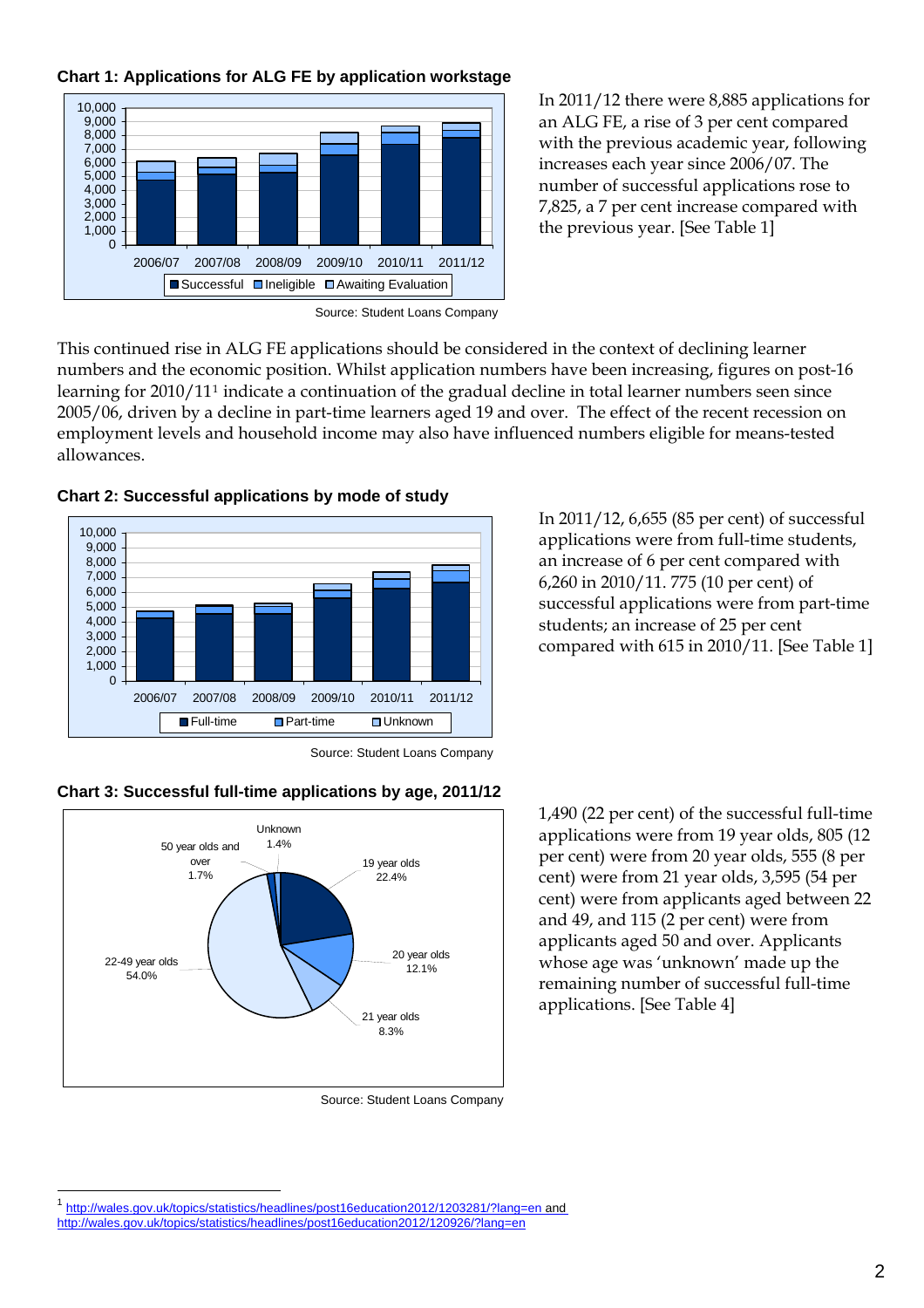**Chart 1: Applications for ALG FE by application workstage**

Source: Student Loans Company

In 2011/12 there were 8,885 applications for an ALG FE, a rise of 3 per cent compared with the previous academic year, following increases each year since 2006/07. The number of successful applications rose to 7,825, a 7 per cent increase compared with the previous year. [See Table 1]

This continued rise in ALG FE applications should be considered in the context of declining learner numbers and the economic position. Whilst application numbers have been increasing, figures on post-16 learning for 2010/11[1] indicate a continuation of the gradual decline in total learner numbers seen since 2005/06, driven by a decline in part-time learners aged 19 and over. The effect of the recent recession on employment levels and household income may also have influenced numbers eligible for means-tested allowances.

**Chart 2: Successful applications by mode of study**

Source: Student Loans Company

In 2011/12, 6,655 (85 per cent) of successful applications were from full-time students, an increase of 6 per cent compared with 6,260 in 2010/11. 775 (10 per cent) of successful applications were from part-time students; an increase of 25 per cent compared with 615 in 2010/11. [See Table 1]

**Chart 3: Successful full-time applications by age, 2011/12**

Source: Student Loans Company

1,490 (22 per cent) of the successful full-time applications were from 19 year olds, 805 (12 per cent) were from 20 year olds, 555 (8 per cent) were from 21 year olds, 3,595 (54 per cent) were from applicants aged between 22 and 49, and 115 (2 per cent) were from applicants aged 50 and over. Applicants whose age was 'unknown' made up the remaining number of successful full-time applications. [See Table 4]

---

[1] http://wales.gov.uk/topics/statistics/headlines/post16education2012/1203281/?lang=en and http://wales.gov.uk/topics/statistics/headlines/post16education2012/120926/?lang=en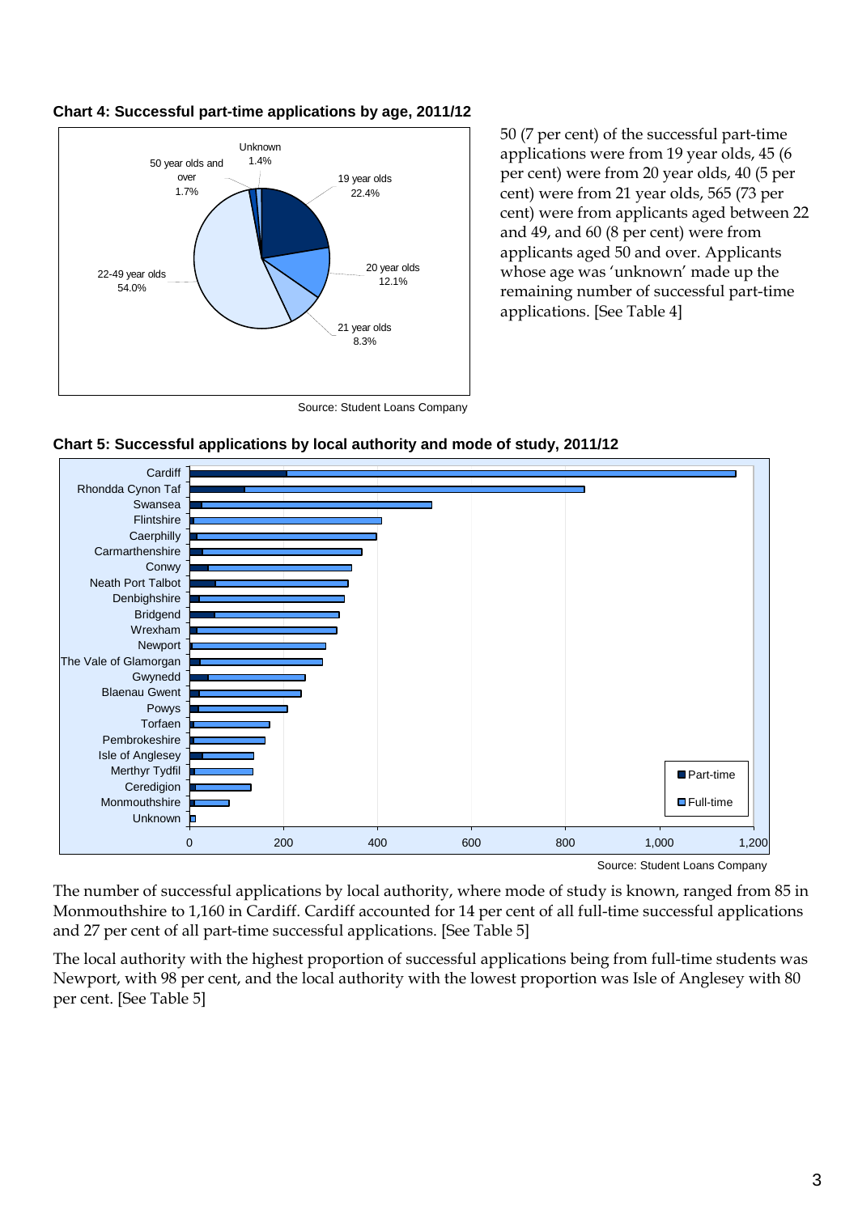**Chart 4: Successful part-time applications by age, 2011/12**

Source: Student Loans Company

50 (7 per cent) of the successful part-time applications were from 19 year olds, 45 (6 per cent) were from 20 year olds, 40 (5 per cent) were from 21 year olds, 565 (73 per cent) were from applicants aged between 22 and 49, and 60 (8 per cent) were from applicants aged 50 and over. Applicants whose age was 'unknown' made up the remaining number of successful part-time applications. [See Table 4]

**Chart 5: Successful applications by local authority and mode of study, 2011/12**

Source: Student Loans Company

The number of successful applications by local authority, where mode of study is known, ranged from 85 in Monmouthshire to 1,160 in Cardiff. Cardiff accounted for 14 per cent of all full-time successful applications and 27 per cent of all part-time successful applications. [See Table 5]

The local authority with the highest proportion of successful applications being from full-time students was Newport, with 98 per cent, and the local authority with the lowest proportion was Isle of Anglesey with 80 per cent. [See Table 5]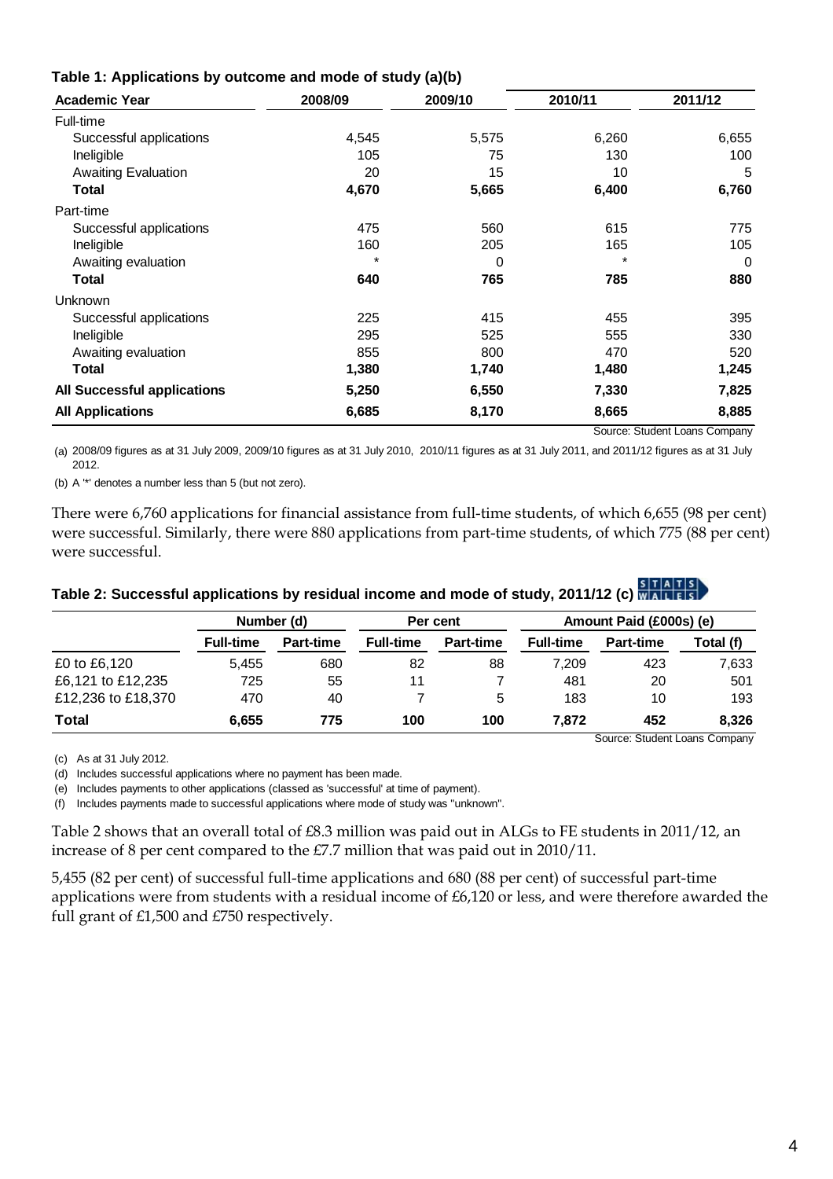**Table 1: Applications by outcome and mode of study (a)(b)**

| Academic Year | 2008/09 | 2009/10 | 2010/11 | 2011/12 |
|---|---|---|---|---|
| Full-time | | | | |
| Successful applications | 4,545 | 5,575 | 6,260 | 6,655 |
| Ineligible | 105 | 75 | 130 | 100 |
| Awaiting Evaluation | 20 | 15 | 10 | 5 |
| **Total** | **4,670** | **5,665** | **6,400** | **6,760** |
| Part-time | | | | |
| Successful applications | 475 | 560 | 615 | 775 |
| Ineligible | 160 | 205 | 165 | 105 |
| Awaiting evaluation | * | 0 | * | 0 |
| **Total** | **640** | **765** | **785** | **880** |
| Unknown | | | | |
| Successful applications | 225 | 415 | 455 | 395 |
| Ineligible | 295 | 525 | 555 | 330 |
| Awaiting evaluation | 855 | 800 | 470 | 520 |
| **Total** | **1,380** | **1,740** | **1,480** | **1,245** |
| **All Successful applications** | **5,250** | **6,550** | **7,330** | **7,825** |
| **All Applications** | **6,685** | **8,170** | **8,665** | **8,885** |

Source: Student Loans Company

(a) 2008/09 figures as at 31 July 2009, 2009/10 figures as at 31 July 2010, 2010/11 figures as at 31 July 2011, and 2011/12 figures as at 31 July 2012.

(b) A '*' denotes a number less than 5 (but not zero).

There were 6,760 applications for financial assistance from full-time students, of which 6,655 (98 per cent) were successful. Similarly, there were 880 applications from part-time students, of which 775 (88 per cent) were successful.

**Table 2: Successful applications by residual income and mode of study, 2011/12 (c)**

| | Number (d) | | Per cent | | Amount Paid (£000s) (e) | | |
|---|---|---|---|---|---|---|---|
| | Full-time | Part-time | Full-time | Part-time | Full-time | Part-time | Total (f) |
| £0 to £6,120 | 5,455 | 680 | 82 | 88 | 7,209 | 423 | 7,633 |
| £6,121 to £12,235 | 725 | 55 | 11 | 7 | 481 | 20 | 501 |
| £12,236 to £18,370 | 470 | 40 | 7 | 5 | 183 | 10 | 193 |
| **Total** | **6,655** | **775** | **100** | **100** | **7,872** | **452** | **8,326** |

Source: Student Loans Company

(c) As at 31 July 2012.

(d) Includes successful applications where no payment has been made.

(e) Includes payments to other applications (classed as 'successful' at time of payment).

(f) Includes payments made to successful applications where mode of study was "unknown".

Table 2 shows that an overall total of £8.3 million was paid out in ALGs to FE students in 2011/12, an increase of 8 per cent compared to the £7.7 million that was paid out in 2010/11.

5,455 (82 per cent) of successful full-time applications and 680 (88 per cent) of successful part-time applications were from students with a residual income of £6,120 or less, and were therefore awarded the full grant of £1,500 and £750 respectively.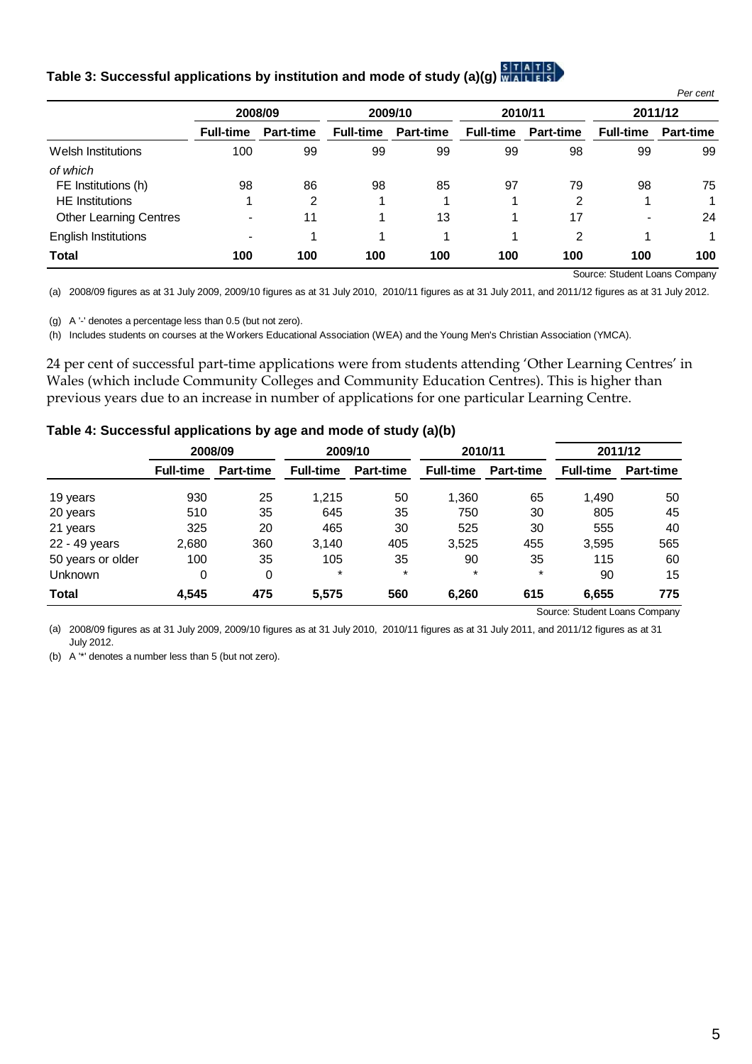### Table 3: Successful applications by institution and mode of study (a)(g)

*Per cent*

| | 2008/09 | | 2009/10 | | 2010/11 | | 2011/12 | |
|---|---|---|---|---|---|---|---|---|
| | Full-time | Part-time | Full-time | Part-time | Full-time | Part-time | Full-time | Part-time |
| Welsh Institutions | 100 | 99 | 99 | 99 | 99 | 98 | 99 | 99 |
| *of which* | | | | | | | | |
| FE Institutions (h) | 98 | 86 | 98 | 85 | 97 | 79 | 98 | 75 |
| HE Institutions | 1 | 2 | 1 | 1 | 1 | 2 | 1 | 1 |
| Other Learning Centres | - | 11 | 1 | 13 | 1 | 17 | - | 24 |
| English Institutions | - | 1 | 1 | 1 | 1 | 2 | 1 | 1 |
| **Total** | **100** | **100** | **100** | **100** | **100** | **100** | **100** | **100** |

Source: Student Loans Company

(a) 2008/09 figures as at 31 July 2009, 2009/10 figures as at 31 July 2010, 2010/11 figures as at 31 July 2011, and 2011/12 figures as at 31 July 2012.

(g) A '-' denotes a percentage less than 0.5 (but not zero).

(h) Includes students on courses at the Workers Educational Association (WEA) and the Young Men's Christian Association (YMCA).

24 per cent of successful part-time applications were from students attending 'Other Learning Centres' in Wales (which include Community Colleges and Community Education Centres). This is higher than previous years due to an increase in number of applications for one particular Learning Centre.

### Table 4: Successful applications by age and mode of study (a)(b)

| | 2008/09 | | 2009/10 | | 2010/11 | | 2011/12 | |
|---|---|---|---|---|---|---|---|---|
| | Full-time | Part-time | Full-time | Part-time | Full-time | Part-time | Full-time | Part-time |
| 19 years | 930 | 25 | 1,215 | 50 | 1,360 | 65 | 1,490 | 50 |
| 20 years | 510 | 35 | 645 | 35 | 750 | 30 | 805 | 45 |
| 21 years | 325 | 20 | 465 | 30 | 525 | 30 | 555 | 40 |
| 22 - 49 years | 2,680 | 360 | 3,140 | 405 | 3,525 | 455 | 3,595 | 565 |
| 50 years or older | 100 | 35 | 105 | 35 | 90 | 35 | 115 | 60 |
| Unknown | 0 | 0 | * | * | * | * | 90 | 15 |
| **Total** | **4,545** | **475** | **5,575** | **560** | **6,260** | **615** | **6,655** | **775** |

Source: Student Loans Company

(a) 2008/09 figures as at 31 July 2009, 2009/10 figures as at 31 July 2010, 2010/11 figures as at 31 July 2011, and 2011/12 figures as at 31 July 2012.

(b) A '*' denotes a number less than 5 (but not zero).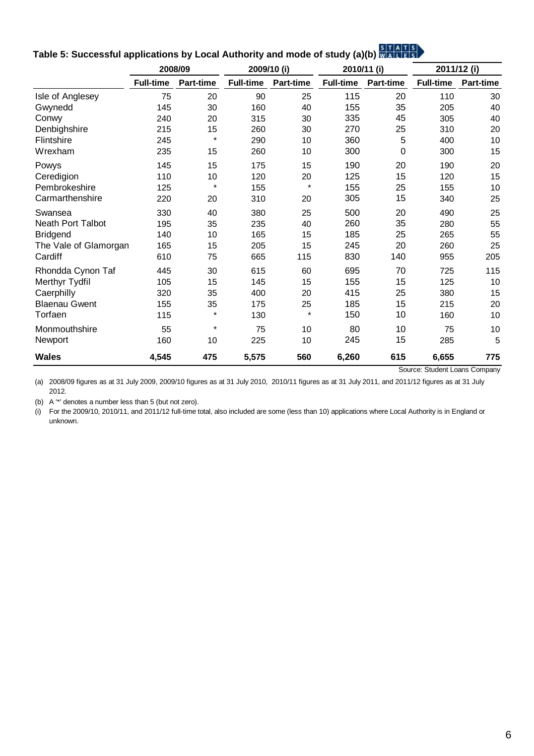## Table 5: Successful applications by Local Authority and mode of study (a)(b)

| | 2008/09 | | 2009/10 (i) | | 2010/11 (i) | | 2011/12 (i) | |
|---|---|---|---|---|---|---|---|---|
| | **Full-time** | **Part-time** | **Full-time** | **Part-time** | **Full-time** | **Part-time** | **Full-time** | **Part-time** |
| Isle of Anglesey | 75 | 20 | 90 | 25 | 115 | 20 | 110 | 30 |
| Gwynedd | 145 | 30 | 160 | 40 | 155 | 35 | 205 | 40 |
| Conwy | 240 | 20 | 315 | 30 | 335 | 45 | 305 | 40 |
| Denbighshire | 215 | 15 | 260 | 30 | 270 | 25 | 310 | 20 |
| Flintshire | 245 | * | 290 | 10 | 360 | 5 | 400 | 10 |
| Wrexham | 235 | 15 | 260 | 10 | 300 | 0 | 300 | 15 |
| Powys | 145 | 15 | 175 | 15 | 190 | 20 | 190 | 20 |
| Ceredigion | 110 | 10 | 120 | 20 | 125 | 15 | 120 | 15 |
| Pembrokeshire | 125 | * | 155 | * | 155 | 25 | 155 | 10 |
| Carmarthenshire | 220 | 20 | 310 | 20 | 305 | 15 | 340 | 25 |
| Swansea | 330 | 40 | 380 | 25 | 500 | 20 | 490 | 25 |
| Neath Port Talbot | 195 | 35 | 235 | 40 | 260 | 35 | 280 | 55 |
| Bridgend | 140 | 10 | 165 | 15 | 185 | 25 | 265 | 55 |
| The Vale of Glamorgan | 165 | 15 | 205 | 15 | 245 | 20 | 260 | 25 |
| Cardiff | 610 | 75 | 665 | 115 | 830 | 140 | 955 | 205 |
| Rhondda Cynon Taf | 445 | 30 | 615 | 60 | 695 | 70 | 725 | 115 |
| Merthyr Tydfil | 105 | 15 | 145 | 15 | 155 | 15 | 125 | 10 |
| Caerphilly | 320 | 35 | 400 | 20 | 415 | 25 | 380 | 15 |
| Blaenau Gwent | 155 | 35 | 175 | 25 | 185 | 15 | 215 | 20 |
| Torfaen | 115 | * | 130 | * | 150 | 10 | 160 | 10 |
| Monmouthshire | 55 | * | 75 | 10 | 80 | 10 | 75 | 10 |
| Newport | 160 | 10 | 225 | 10 | 245 | 15 | 285 | 5 |
| **Wales** | **4,545** | **475** | **5,575** | **560** | **6,260** | **615** | **6,655** | **775** |

Source: Student Loans Company

(a) 2008/09 figures as at 31 July 2009, 2009/10 figures as at 31 July 2010, 2010/11 figures as at 31 July 2011, and 2011/12 figures as at 31 July 2012.

(b) A '*' denotes a number less than 5 (but not zero).

(i) For the 2009/10, 2010/11, and 2011/12 full-time total, also included are some (less than 10) applications where Local Authority is in England or unknown.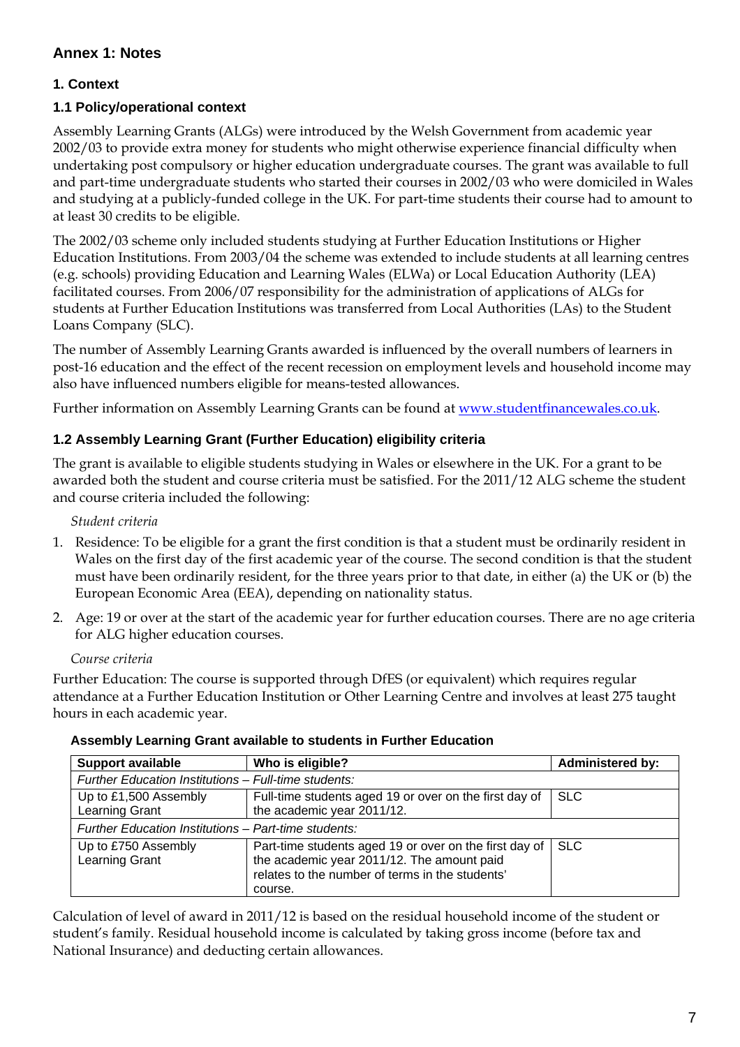## Annex 1: Notes

### 1. Context

#### 1.1 Policy/operational context

Assembly Learning Grants (ALGs) were introduced by the Welsh Government from academic year 2002/03 to provide extra money for students who might otherwise experience financial difficulty when undertaking post compulsory or higher education undergraduate courses. The grant was available to full and part-time undergraduate students who started their courses in 2002/03 who were domiciled in Wales and studying at a publicly-funded college in the UK. For part-time students their course had to amount to at least 30 credits to be eligible.

The 2002/03 scheme only included students studying at Further Education Institutions or Higher Education Institutions. From 2003/04 the scheme was extended to include students at all learning centres (e.g. schools) providing Education and Learning Wales (ELWa) or Local Education Authority (LEA) facilitated courses. From 2006/07 responsibility for the administration of applications of ALGs for students at Further Education Institutions was transferred from Local Authorities (LAs) to the Student Loans Company (SLC).

The number of Assembly Learning Grants awarded is influenced by the overall numbers of learners in post-16 education and the effect of the recent recession on employment levels and household income may also have influenced numbers eligible for means-tested allowances.

Further information on Assembly Learning Grants can be found at [www.studentfinancewales.co.uk](http://www.studentfinancewales.co.uk).

#### 1.2 Assembly Learning Grant (Further Education) eligibility criteria

The grant is available to eligible students studying in Wales or elsewhere in the UK. For a grant to be awarded both the student and course criteria must be satisfied. For the 2011/12 ALG scheme the student and course criteria included the following:

*Student criteria*

1. Residence: To be eligible for a grant the first condition is that a student must be ordinarily resident in Wales on the first day of the first academic year of the course. The second condition is that the student must have been ordinarily resident, for the three years prior to that date, in either (a) the UK or (b) the European Economic Area (EEA), depending on nationality status.
2. Age: 19 or over at the start of the academic year for further education courses. There are no age criteria for ALG higher education courses.

*Course criteria*

Further Education: The course is supported through DfES (or equivalent) which requires regular attendance at a Further Education Institution or Other Learning Centre and involves at least 275 taught hours in each academic year.

**Assembly Learning Grant available to students in Further Education**

| Support available | Who is eligible? | Administered by: |
|---|---|---|
| *Further Education Institutions – Full-time students:* | | |
| Up to £1,500 Assembly Learning Grant | Full-time students aged 19 or over on the first day of the academic year 2011/12. | SLC |
| *Further Education Institutions – Part-time students:* | | |
| Up to £750 Assembly Learning Grant | Part-time students aged 19 or over on the first day of the academic year 2011/12. The amount paid relates to the number of terms in the students' course. | SLC |

Calculation of level of award in 2011/12 is based on the residual household income of the student or student's family. Residual household income is calculated by taking gross income (before tax and National Insurance) and deducting certain allowances.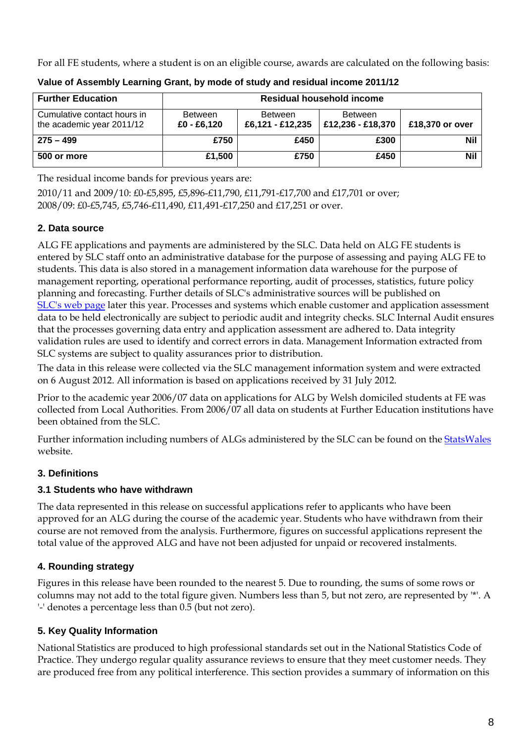For all FE students, where a student is on an eligible course, awards are calculated on the following basis:

**Value of Assembly Learning Grant, by mode of study and residual income 2011/12**

| Further Education | Residual household income | | | |
|---|---|---|---|---|
| Cumulative contact hours in the academic year 2011/12 | Between £0 - £6,120 | Between £6,121 - £12,235 | Between £12,236 - £18,370 | £18,370 or over |
| **275 – 499** | **£750** | **£450** | **£300** | **Nil** |
| **500 or more** | **£1,500** | **£750** | **£450** | **Nil** |

The residual income bands for previous years are:

2010/11 and 2009/10: £0-£5,895, £5,896-£11,790, £11,791-£17,700 and £17,701 or over;
2008/09: £0-£5,745, £5,746-£11,490, £11,491-£17,250 and £17,251 or over.

### 2. Data source

ALG FE applications and payments are administered by the SLC. Data held on ALG FE students is entered by SLC staff onto an administrative database for the purpose of assessing and paying ALG FE to students. This data is also stored in a management information data warehouse for the purpose of management reporting, operational performance reporting, audit of processes, statistics, future policy planning and forecasting. Further details of SLC's administrative sources will be published on SLC's web page later this year. Processes and systems which enable customer and application assessment data to be held electronically are subject to periodic audit and integrity checks. SLC Internal Audit ensures that the processes governing data entry and application assessment are adhered to. Data integrity validation rules are used to identify and correct errors in data. Management Information extracted from SLC systems are subject to quality assurances prior to distribution.

The data in this release were collected via the SLC management information system and were extracted on 6 August 2012. All information is based on applications received by 31 July 2012.

Prior to the academic year 2006/07 data on applications for ALG by Welsh domiciled students at FE was collected from Local Authorities. From 2006/07 all data on students at Further Education institutions have been obtained from the SLC.

Further information including numbers of ALGs administered by the SLC can be found on the StatsWales website.

### 3. Definitions

#### 3.1 Students who have withdrawn

The data represented in this release on successful applications refer to applicants who have been approved for an ALG during the course of the academic year. Students who have withdrawn from their course are not removed from the analysis. Furthermore, figures on successful applications represent the total value of the approved ALG and have not been adjusted for unpaid or recovered instalments.

### 4. Rounding strategy

Figures in this release have been rounded to the nearest 5. Due to rounding, the sums of some rows or columns may not add to the total figure given. Numbers less than 5, but not zero, are represented by '*'. A '-' denotes a percentage less than 0.5 (but not zero).

### 5. Key Quality Information

National Statistics are produced to high professional standards set out in the National Statistics Code of Practice. They undergo regular quality assurance reviews to ensure that they meet customer needs. They are produced free from any political interference. This section provides a summary of information on this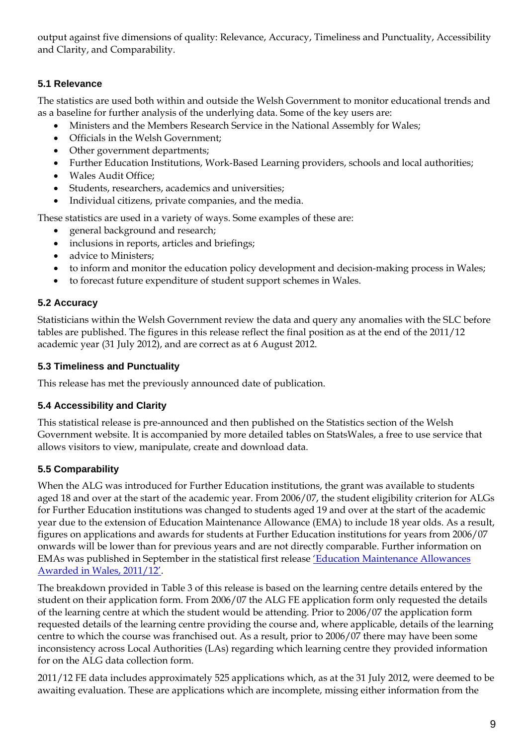output against five dimensions of quality: Relevance, Accuracy, Timeliness and Punctuality, Accessibility and Clarity, and Comparability.

### 5.1 Relevance

The statistics are used both within and outside the Welsh Government to monitor educational trends and as a baseline for further analysis of the underlying data. Some of the key users are:

- Ministers and the Members Research Service in the National Assembly for Wales;
- Officials in the Welsh Government;
- Other government departments;
- Further Education Institutions, Work-Based Learning providers, schools and local authorities;
- Wales Audit Office;
- Students, researchers, academics and universities;
- Individual citizens, private companies, and the media.

These statistics are used in a variety of ways. Some examples of these are:

- general background and research;
- inclusions in reports, articles and briefings;
- advice to Ministers;
- to inform and monitor the education policy development and decision-making process in Wales;
- to forecast future expenditure of student support schemes in Wales.

### 5.2 Accuracy

Statisticians within the Welsh Government review the data and query any anomalies with the SLC before tables are published. The figures in this release reflect the final position as at the end of the 2011/12 academic year (31 July 2012), and are correct as at 6 August 2012.

### 5.3 Timeliness and Punctuality

This release has met the previously announced date of publication.

### 5.4 Accessibility and Clarity

This statistical release is pre-announced and then published on the Statistics section of the Welsh Government website. It is accompanied by more detailed tables on StatsWales, a free to use service that allows visitors to view, manipulate, create and download data.

### 5.5 Comparability

When the ALG was introduced for Further Education institutions, the grant was available to students aged 18 and over at the start of the academic year. From 2006/07, the student eligibility criterion for ALGs for Further Education institutions was changed to students aged 19 and over at the start of the academic year due to the extension of Education Maintenance Allowance (EMA) to include 18 year olds. As a result, figures on applications and awards for students at Further Education institutions for years from 2006/07 onwards will be lower than for previous years and are not directly comparable. Further information on EMAs was published in September in the statistical first release 'Education Maintenance Allowances Awarded in Wales, 2011/12'.

The breakdown provided in Table 3 of this release is based on the learning centre details entered by the student on their application form. From 2006/07 the ALG FE application form only requested the details of the learning centre at which the student would be attending. Prior to 2006/07 the application form requested details of the learning centre providing the course and, where applicable, details of the learning centre to which the course was franchised out. As a result, prior to 2006/07 there may have been some inconsistency across Local Authorities (LAs) regarding which learning centre they provided information for on the ALG data collection form.

2011/12 FE data includes approximately 525 applications which, as at the 31 July 2012, were deemed to be awaiting evaluation. These are applications which are incomplete, missing either information from the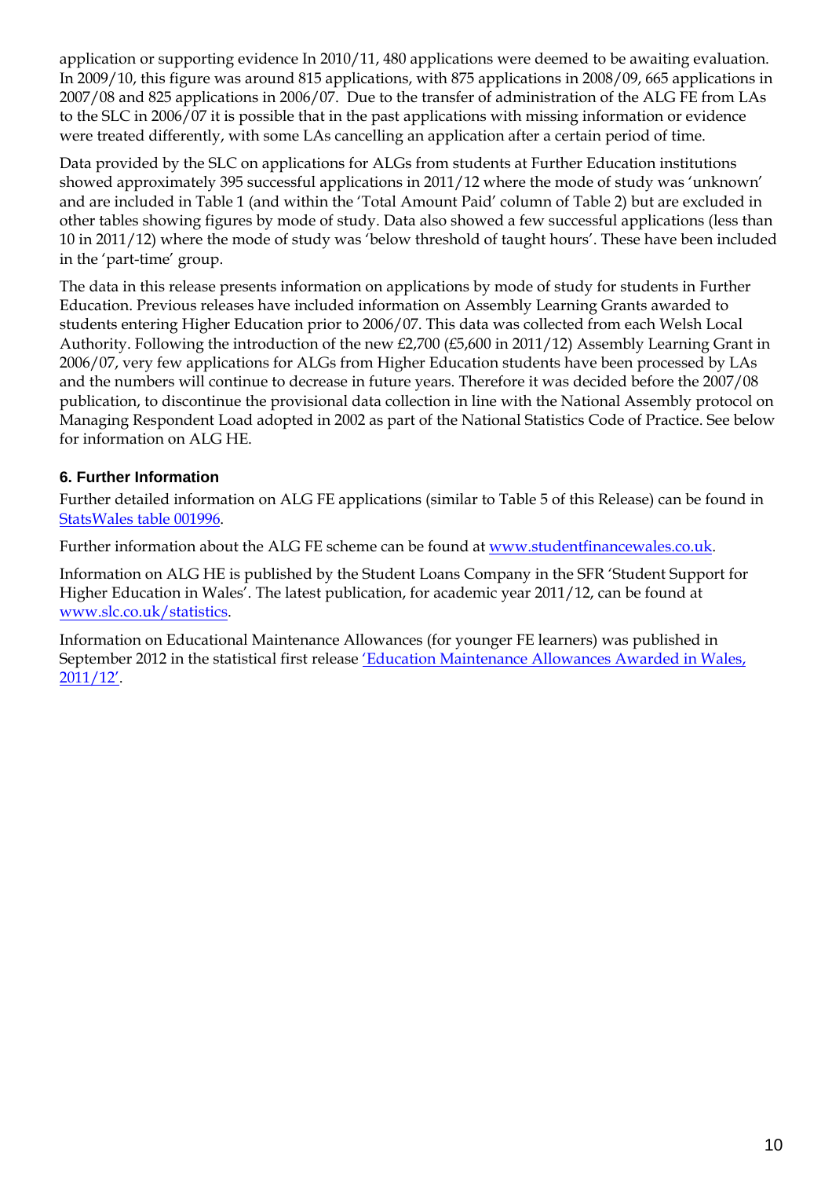application or supporting evidence In 2010/11, 480 applications were deemed to be awaiting evaluation. In 2009/10, this figure was around 815 applications, with 875 applications in 2008/09, 665 applications in 2007/08 and 825 applications in 2006/07. Due to the transfer of administration of the ALG FE from LAs to the SLC in 2006/07 it is possible that in the past applications with missing information or evidence were treated differently, with some LAs cancelling an application after a certain period of time.

Data provided by the SLC on applications for ALGs from students at Further Education institutions showed approximately 395 successful applications in 2011/12 where the mode of study was 'unknown' and are included in Table 1 (and within the 'Total Amount Paid' column of Table 2) but are excluded in other tables showing figures by mode of study. Data also showed a few successful applications (less than 10 in 2011/12) where the mode of study was 'below threshold of taught hours'. These have been included in the 'part-time' group.

The data in this release presents information on applications by mode of study for students in Further Education. Previous releases have included information on Assembly Learning Grants awarded to students entering Higher Education prior to 2006/07. This data was collected from each Welsh Local Authority. Following the introduction of the new £2,700 (£5,600 in 2011/12) Assembly Learning Grant in 2006/07, very few applications for ALGs from Higher Education students have been processed by LAs and the numbers will continue to decrease in future years. Therefore it was decided before the 2007/08 publication, to discontinue the provisional data collection in line with the National Assembly protocol on Managing Respondent Load adopted in 2002 as part of the National Statistics Code of Practice. See below for information on ALG HE.

### 6. Further Information

Further detailed information on ALG FE applications (similar to Table 5 of this Release) can be found in StatsWales table 001996.

Further information about the ALG FE scheme can be found at www.studentfinancewales.co.uk.

Information on ALG HE is published by the Student Loans Company in the SFR 'Student Support for Higher Education in Wales'. The latest publication, for academic year 2011/12, can be found at www.slc.co.uk/statistics.

Information on Educational Maintenance Allowances (for younger FE learners) was published in September 2012 in the statistical first release 'Education Maintenance Allowances Awarded in Wales, 2011/12'.